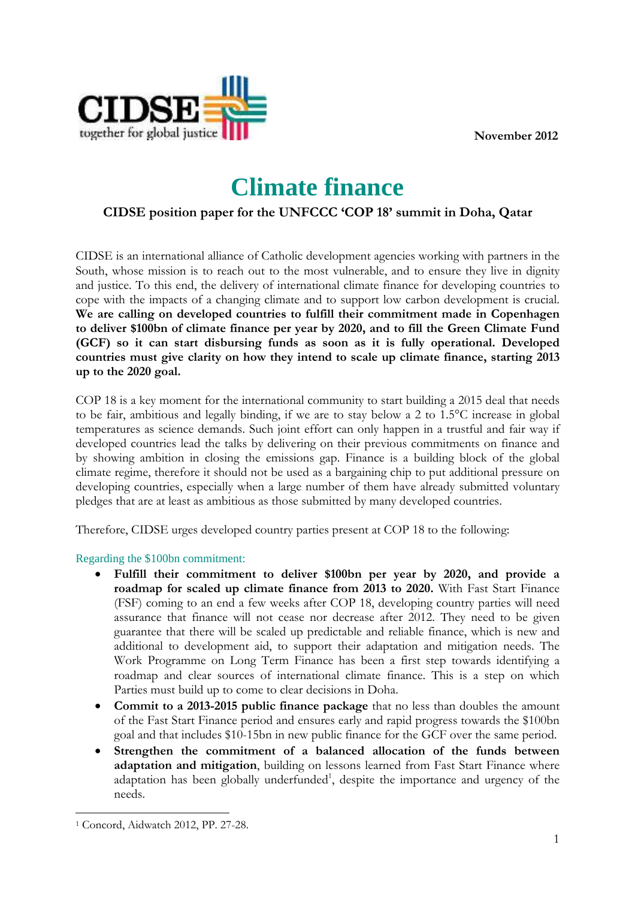November 2012

# Climate finance

### CIDSE position paper for the UNFCCC 'COP 18' summit in Doha, Qatar

CIDSE is an international alliance of Catholic development agencies working with partners in the South, whose mission is to reach out to the most vulnerable, and to ensure they live in dignity and justice. To this end, the delivery of international climate finance for developing countries to cope with the impacts of a changing climate and to support low carbon development is crucial. **We are calling on developed countries to fulfill their commitment made in Copenhagen to deliver $100bn of climate finance per year by 2020, and to fill the Green Climate Fund (GCF) so it can start disbursing funds as soon as it is fully operational. Developed countries must give clarity on how they intend to scale up climate finance, starting 2013 up to the 2020 goal.**

COP 18 is a key moment for the international community to start building a 2015 deal that needs to be fair, ambitious and legally binding, if we are to stay below a 2 to 1.5°C increase in global temperatures as science demands. Such joint effort can only happen in a trustful and fair way if developed countries lead the talks by delivering on their previous commitments on finance and by showing ambition in closing the emissions gap. Finance is a building block of the global climate regime, therefore it should not be used as a bargaining chip to put additional pressure on developing countries, especially when a large number of them have already submitted voluntary pledges that are at least as ambitious as those submitted by many developed countries.

Therefore, CIDSE urges developed country parties present at COP 18 to the following:

#### Regarding the $100bn commitment:

- **Fulfill their commitment to deliver $100bn per year by 2020, and provide a roadmap for scaled up climate finance from 2013 to 2020.** With Fast Start Finance (FSF) coming to an end a few weeks after COP 18, developing country parties will need assurance that finance will not cease nor decrease after 2012. They need to be given guarantee that there will be scaled up predictable and reliable finance, which is new and additional to development aid, to support their adaptation and mitigation needs. The Work Programme on Long Term Finance has been a first step towards identifying a roadmap and clear sources of international climate finance. This is a step on which Parties must build up to come to clear decisions in Doha.
- **Commit to a 2013-2015 public finance package** that no less than doubles the amount of the Fast Start Finance period and ensures early and rapid progress towards the $100bn goal and that includes $10-15bn in new public finance for the GCF over the same period.
- **Strengthen the commitment of a balanced allocation of the funds between adaptation and mitigation**, building on lessons learned from Fast Start Finance where adaptation has been globally underfunded[1], despite the importance and urgency of the needs.

[1] Concord, Aidwatch 2012, PP. 27-28.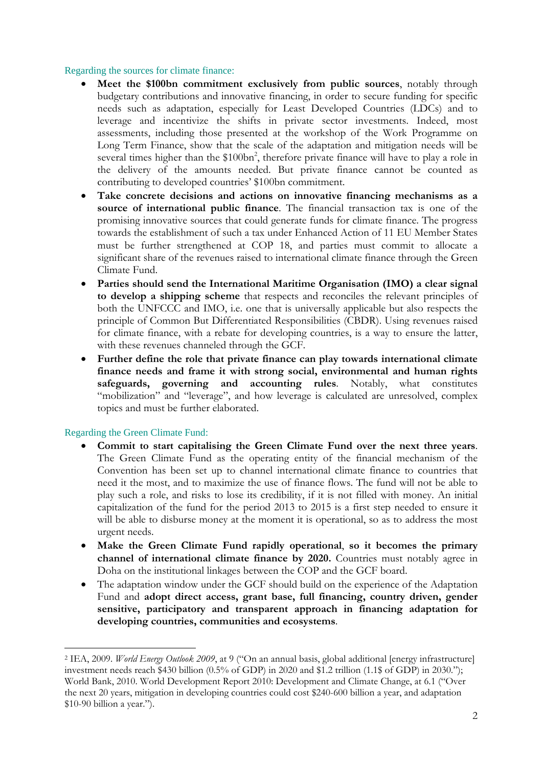Regarding the sources for climate finance:

- **Meet the $100bn commitment exclusively from public sources**, notably through budgetary contributions and innovative financing, in order to secure funding for specific needs such as adaptation, especially for Least Developed Countries (LDCs) and to leverage and incentivize the shifts in private sector investments. Indeed, most assessments, including those presented at the workshop of the Work Programme on Long Term Finance, show that the scale of the adaptation and mitigation needs will be several times higher than the $100bn[2], therefore private finance will have to play a role in the delivery of the amounts needed. But private finance cannot be counted as contributing to developed countries' $100bn commitment.
- **Take concrete decisions and actions on innovative financing mechanisms as a source of international public finance**. The financial transaction tax is one of the promising innovative sources that could generate funds for climate finance. The progress towards the establishment of such a tax under Enhanced Action of 11 EU Member States must be further strengthened at COP 18, and parties must commit to allocate a significant share of the revenues raised to international climate finance through the Green Climate Fund.
- **Parties should send the International Maritime Organisation (IMO) a clear signal to develop a shipping scheme** that respects and reconciles the relevant principles of both the UNFCCC and IMO, i.e. one that is universally applicable but also respects the principle of Common But Differentiated Responsibilities (CBDR). Using revenues raised for climate finance, with a rebate for developing countries, is a way to ensure the latter, with these revenues channeled through the GCF.
- **Further define the role that private finance can play towards international climate finance needs and frame it with strong social, environmental and human rights safeguards, governing and accounting rules**. Notably, what constitutes "mobilization" and "leverage", and how leverage is calculated are unresolved, complex topics and must be further elaborated.

Regarding the Green Climate Fund:

- **Commit to start capitalising the Green Climate Fund over the next three years**. The Green Climate Fund as the operating entity of the financial mechanism of the Convention has been set up to channel international climate finance to countries that need it the most, and to maximize the use of finance flows. The fund will not be able to play such a role, and risks to lose its credibility, if it is not filled with money. An initial capitalization of the fund for the period 2013 to 2015 is a first step needed to ensure it will be able to disburse money at the moment it is operational, so as to address the most urgent needs.
- **Make the Green Climate Fund rapidly operational, so it becomes the primary channel of international climate finance by 2020.** Countries must notably agree in Doha on the institutional linkages between the COP and the GCF board.
- The adaptation window under the GCF should build on the experience of the Adaptation Fund and **adopt direct access, grant base, full financing, country driven, gender sensitive, participatory and transparent approach in financing adaptation for developing countries, communities and ecosystems**.

---

[2] IEA, 2009. *World Energy Outlook 2009*, at 9 ("On an annual basis, global additional [energy infrastructure] investment needs reach $430 billion (0.5% of GDP) in 2020 and $1.2 trillion (1.1$ of GDP) in 2030."); World Bank, 2010. World Development Report 2010: Development and Climate Change, at 6.1 ("Over the next 20 years, mitigation in developing countries could cost $240-600 billion a year, and adaptation $10-90 billion a year.").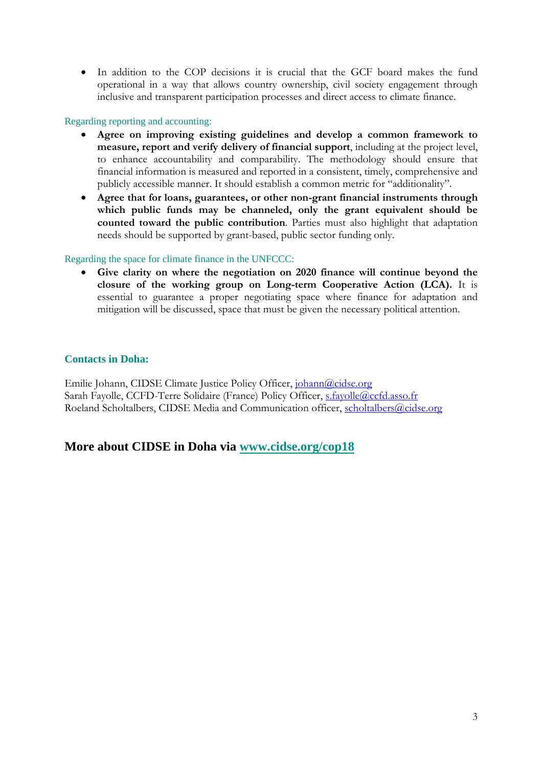- In addition to the COP decisions it is crucial that the GCF board makes the fund operational in a way that allows country ownership, civil society engagement through inclusive and transparent participation processes and direct access to climate finance.

Regarding reporting and accounting:

- **Agree on improving existing guidelines and develop a common framework to measure, report and verify delivery of financial support**, including at the project level, to enhance accountability and comparability. The methodology should ensure that financial information is measured and reported in a consistent, timely, comprehensive and publicly accessible manner. It should establish a common metric for "additionality".
- **Agree that for loans, guarantees, or other non-grant financial instruments through which public funds may be channeled, only the grant equivalent should be counted toward the public contribution**. Parties must also highlight that adaptation needs should be supported by grant-based, public sector funding only.

Regarding the space for climate finance in the UNFCCC:

- **Give clarity on where the negotiation on 2020 finance will continue beyond the closure of the working group on Long-term Cooperative Action (LCA).** It is essential to guarantee a proper negotiating space where finance for adaptation and mitigation will be discussed, space that must be given the necessary political attention.

**Contacts in Doha:**

Emilie Johann, CIDSE Climate Justice Policy Officer, johann@cidse.org
Sarah Fayolle, CCFD-Terre Solidaire (France) Policy Officer, s.fayolle@ccfd.asso.fr
Roeland Scholtalbers, CIDSE Media and Communication officer, scholtalbers@cidse.org

## More about CIDSE in Doha via www.cidse.org/cop18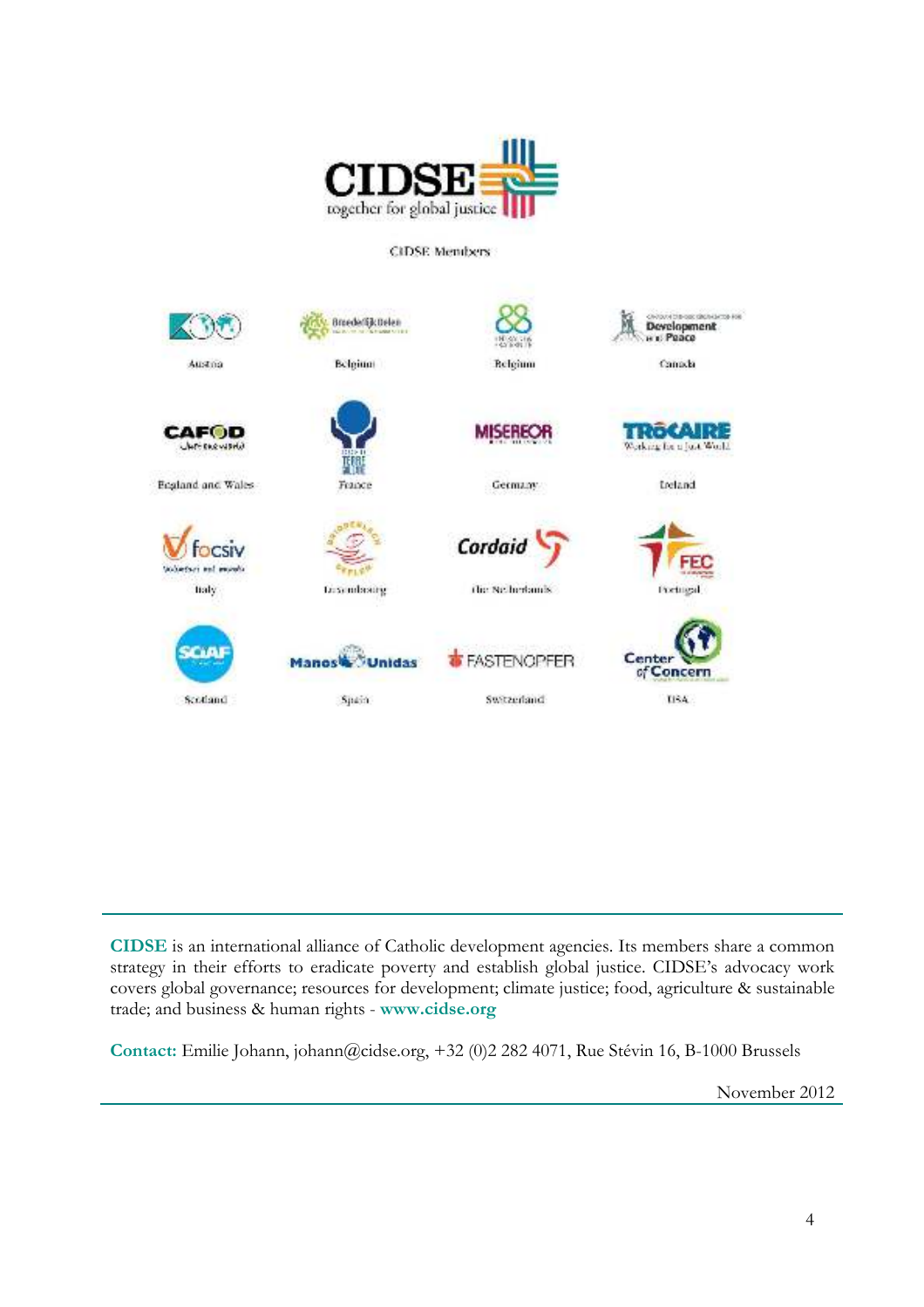CIDSE together for global justice

CIDSE Members

| | | | |
|---|---|---|---|
| Austria | Belgium | Belgium | Canada |
| England and Wales | France | Germany | Ireland |
| Italy | Luxembourg | the Netherlands | Portugal |
| Scotland | Spain | Switzerland | USA |

**CIDSE** is an international alliance of Catholic development agencies. Its members share a common strategy in their efforts to eradicate poverty and establish global justice. CIDSE's advocacy work covers global governance; resources for development; climate justice; food, agriculture & sustainable trade; and business & human rights - **www.cidse.org**

**Contact:** Emilie Johann, johann@cidse.org, +32 (0)2 282 4071, Rue Stévin 16, B-1000 Brussels

November 2012